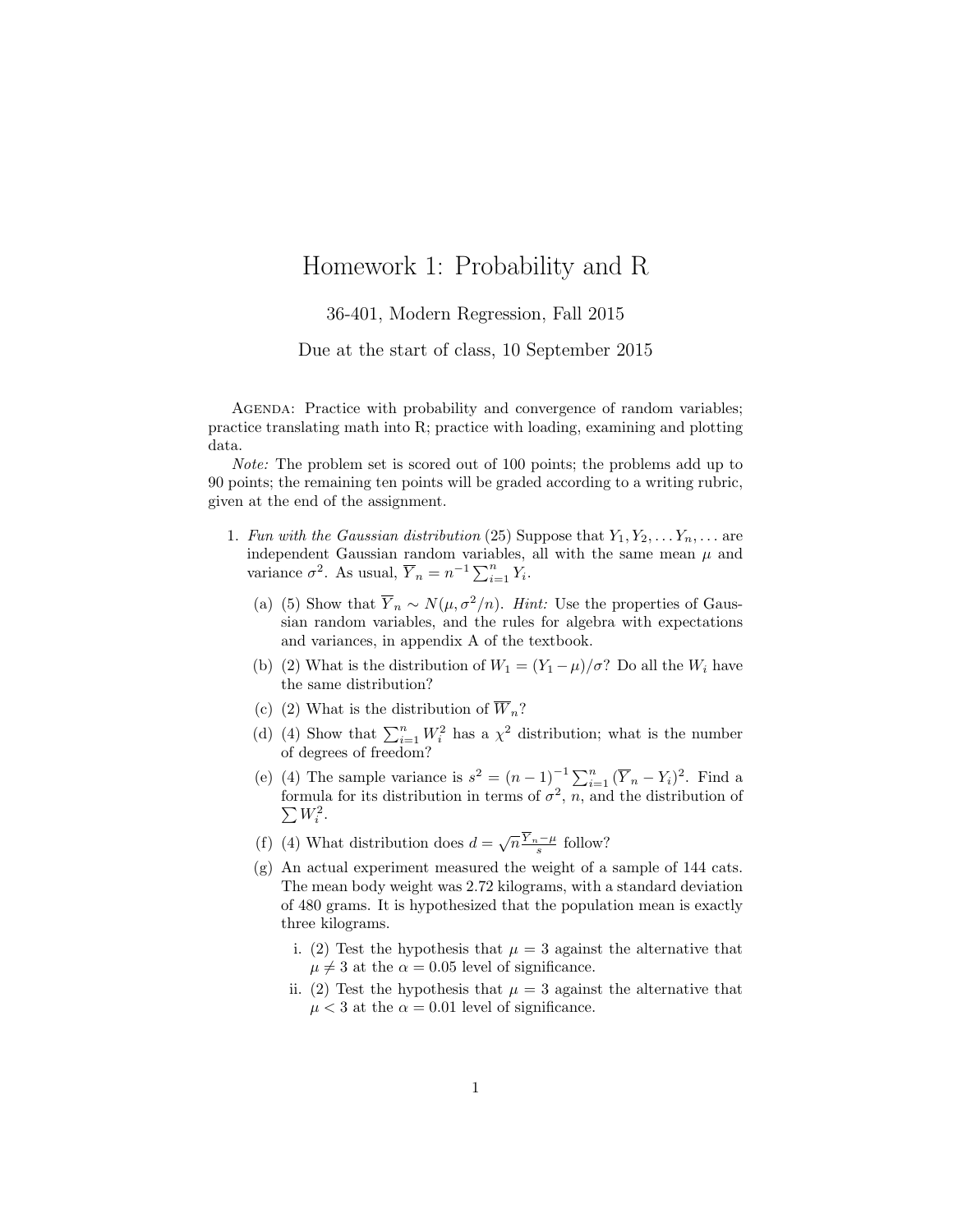# Homework 1: Probability and R

36-401, Modern Regression, Fall 2015

Due at the start of class, 10 September 2015

AGENDA: Practice with probability and convergence of random variables; practice translating math into R; practice with loading, examining and plotting data.

*Note:* The problem set is scored out of 100 points; the problems add up to 90 points; the remaining ten points will be graded according to a writing rubric, given at the end of the assignment.

1. *Fun with the Gaussian distribution* (25) Suppose that $Y_1, Y_2, \ldots Y_n, \ldots$ are independent Gaussian random variables, all with the same mean $\mu$ and variance $\sigma^2$. As usual, $\overline{Y}_n = n^{-1} \sum_{i=1}^{n} Y_i$.

   (a) (5) Show that $\overline{Y}_n \sim N(\mu, \sigma^2/n)$. *Hint:* Use the properties of Gaussian random variables, and the rules for algebra with expectations and variances, in appendix A of the textbook.

   (b) (2) What is the distribution of $W_1 = (Y_1 - \mu)/\sigma$? Do all the $W_i$ have the same distribution?

   (c) (2) What is the distribution of $\overline{W}_n$?

   (d) (4) Show that $\sum_{i=1}^{n} W_i^2$ has a $\chi^2$ distribution; what is the number of degrees of freedom?

   (e) (4) The sample variance is $s^2 = (n-1)^{-1} \sum_{i=1}^{n} (\overline{Y}_n - Y_i)^2$. Find a formula for its distribution in terms of $\sigma^2$, $n$, and the distribution of $\sum W_i^2$.

   (f) (4) What distribution does $d = \sqrt{n} \frac{\overline{Y}_n - \mu}{s}$ follow?

   (g) An actual experiment measured the weight of a sample of 144 cats. The mean body weight was 2.72 kilograms, with a standard deviation of 480 grams. It is hypothesized that the population mean is exactly three kilograms.

      i. (2) Test the hypothesis that $\mu = 3$ against the alternative that $\mu \neq 3$ at the $\alpha = 0.05$ level of significance.

      ii. (2) Test the hypothesis that $\mu = 3$ against the alternative that $\mu < 3$ at the $\alpha = 0.01$ level of significance.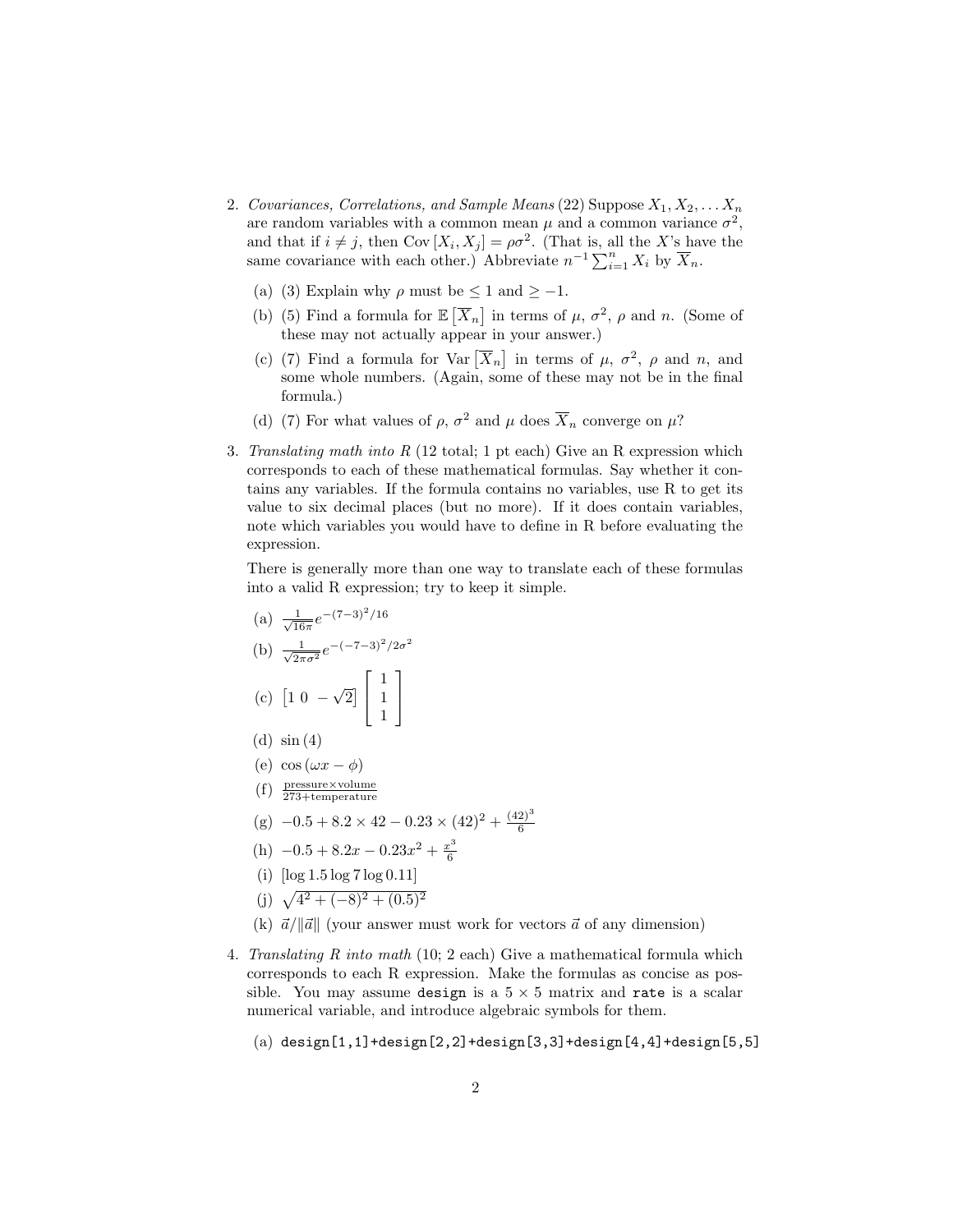2. *Covariances, Correlations, and Sample Means* (22) Suppose $X_1, X_2, \ldots X_n$ are random variables with a common mean $\mu$ and a common variance $\sigma^2$, and that if $i \neq j$, then $\mathrm{Cov}\left[X_i, X_j\right] = \rho\sigma^2$. (That is, all the $X$'s have the same covariance with each other.) Abbreviate $n^{-1}\sum_{i=1}^{n} X_i$ by $\overline{X}_n$.

   (a) (3) Explain why $\rho$ must be $\leq 1$ and $\geq -1$.

   (b) (5) Find a formula for $\mathbb{E}\left[\overline{X}_n\right]$ in terms of $\mu$, $\sigma^2$, $\rho$ and $n$. (Some of these may not actually appear in your answer.)

   (c) (7) Find a formula for $\mathrm{Var}\left[\overline{X}_n\right]$ in terms of $\mu$, $\sigma^2$, $\rho$ and $n$, and some whole numbers. (Again, some of these may not be in the final formula.)

   (d) (7) For what values of $\rho$, $\sigma^2$ and $\mu$ does $\overline{X}_n$ converge on $\mu$?

3. *Translating math into R* (12 total; 1 pt each) Give an R expression which corresponds to each of these mathematical formulas. Say whether it contains any variables. If the formula contains no variables, use R to get its value to six decimal places (but no more). If it does contain variables, note which variables you would have to define in R before evaluating the expression.

   There is generally more than one way to translate each of these formulas into a valid R expression; try to keep it simple.

   (a) $\frac{1}{\sqrt{16\pi}} e^{-(7-3)^2/16}$

   (b) $\frac{1}{\sqrt{2\pi\sigma^2}} e^{-(-7-3)^2/2\sigma^2}$

   (c) $\begin{bmatrix} 1 & 0 & -\sqrt{2} \end{bmatrix} \begin{bmatrix} 1 \\ 1 \\ 1 \end{bmatrix}$

   (d) $\sin(4)$

   (e) $\cos(\omega x - \phi)$

   (f) $\frac{\text{pressure} \times \text{volume}}{273 + \text{temperature}}$

   (g) $-0.5 + 8.2 \times 42 - 0.23 \times (42)^2 + \frac{(42)^3}{6}$

   (h) $-0.5 + 8.2x - 0.23x^2 + \frac{x^3}{6}$

   (i) $[\log 1.5 \log 7 \log 0.11]$

   (j) $\sqrt{4^2 + (-8)^2 + (0.5)^2}$

   (k) $\vec{a}/\|\vec{a}\|$ (your answer must work for vectors $\vec{a}$ of any dimension)

4. *Translating R into math* (10; 2 each) Give a mathematical formula which corresponds to each R expression. Make the formulas as concise as possible. You may assume `design` is a $5 \times 5$ matrix and `rate` is a scalar numerical variable, and introduce algebraic symbols for them.

   (a) `design[1,1]+design[2,2]+design[3,3]+design[4,4]+design[5,5]`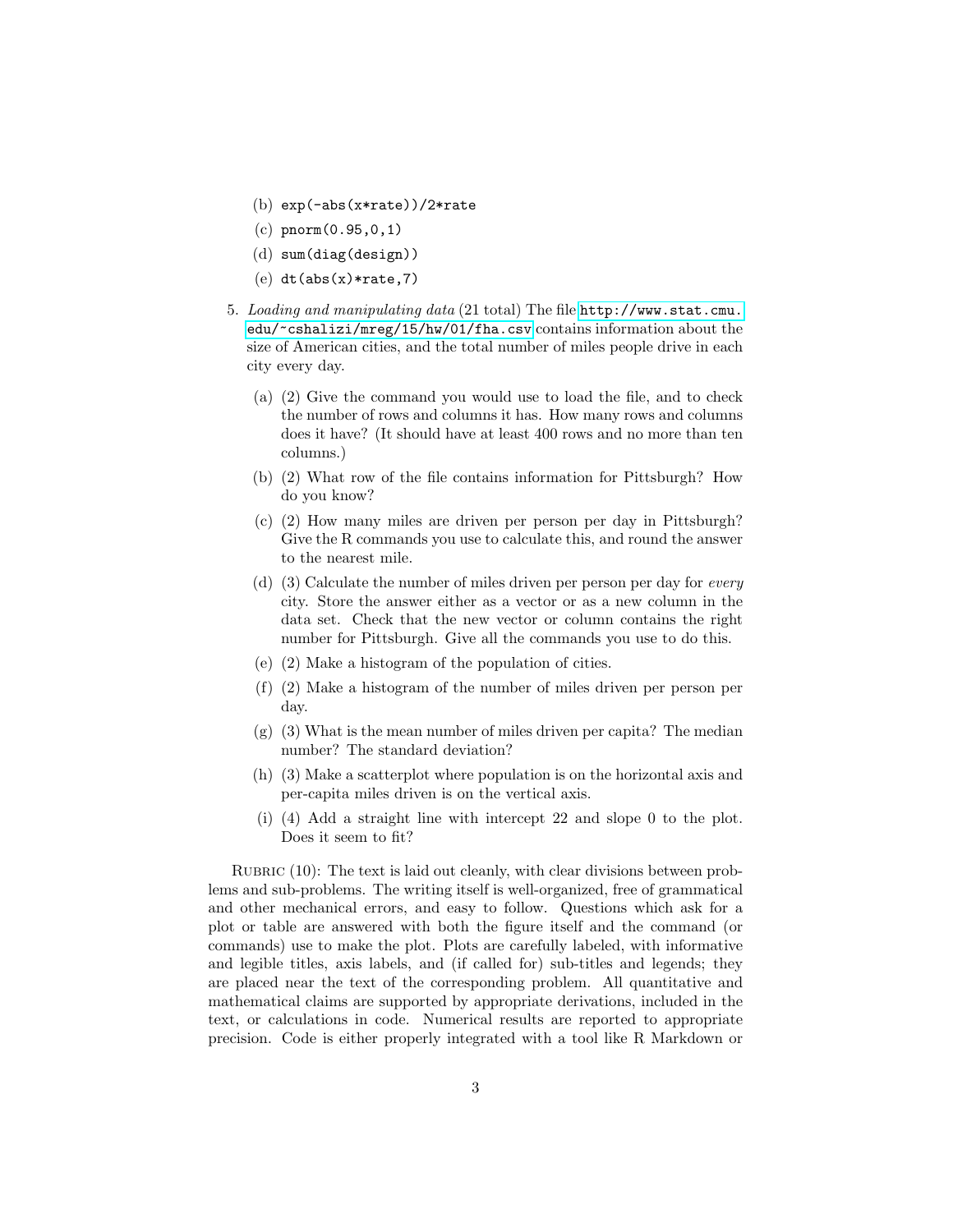(b) `exp(-abs(x*rate))/2*rate`

(c) `pnorm(0.95,0,1)`

(d) `sum(diag(design))`

(e) `dt(abs(x)*rate,7)`

5. *Loading and manipulating data* (21 total) The file `http://www.stat.cmu.edu/~cshalizi/mreg/15/hw/01/fha.csv` contains information about the size of American cities, and the total number of miles people drive in each city every day.

   (a) (2) Give the command you would use to load the file, and to check the number of rows and columns it has. How many rows and columns does it have? (It should have at least 400 rows and no more than ten columns.)

   (b) (2) What row of the file contains information for Pittsburgh? How do you know?

   (c) (2) How many miles are driven per person per day in Pittsburgh? Give the R commands you use to calculate this, and round the answer to the nearest mile.

   (d) (3) Calculate the number of miles driven per person per day for *every* city. Store the answer either as a vector or as a new column in the data set. Check that the new vector or column contains the right number for Pittsburgh. Give all the commands you use to do this.

   (e) (2) Make a histogram of the population of cities.

   (f) (2) Make a histogram of the number of miles driven per person per day.

   (g) (3) What is the mean number of miles driven per capita? The median number? The standard deviation?

   (h) (3) Make a scatterplot where population is on the horizontal axis and per-capita miles driven is on the vertical axis.

   (i) (4) Add a straight line with intercept 22 and slope 0 to the plot. Does it seem to fit?

Rubric (10): The text is laid out cleanly, with clear divisions between problems and sub-problems. The writing itself is well-organized, free of grammatical and other mechanical errors, and easy to follow. Questions which ask for a plot or table are answered with both the figure itself and the command (or commands) use to make the plot. Plots are carefully labeled, with informative and legible titles, axis labels, and (if called for) sub-titles and legends; they are placed near the text of the corresponding problem. All quantitative and mathematical claims are supported by appropriate derivations, included in the text, or calculations in code. Numerical results are reported to appropriate precision. Code is either properly integrated with a tool like R Markdown or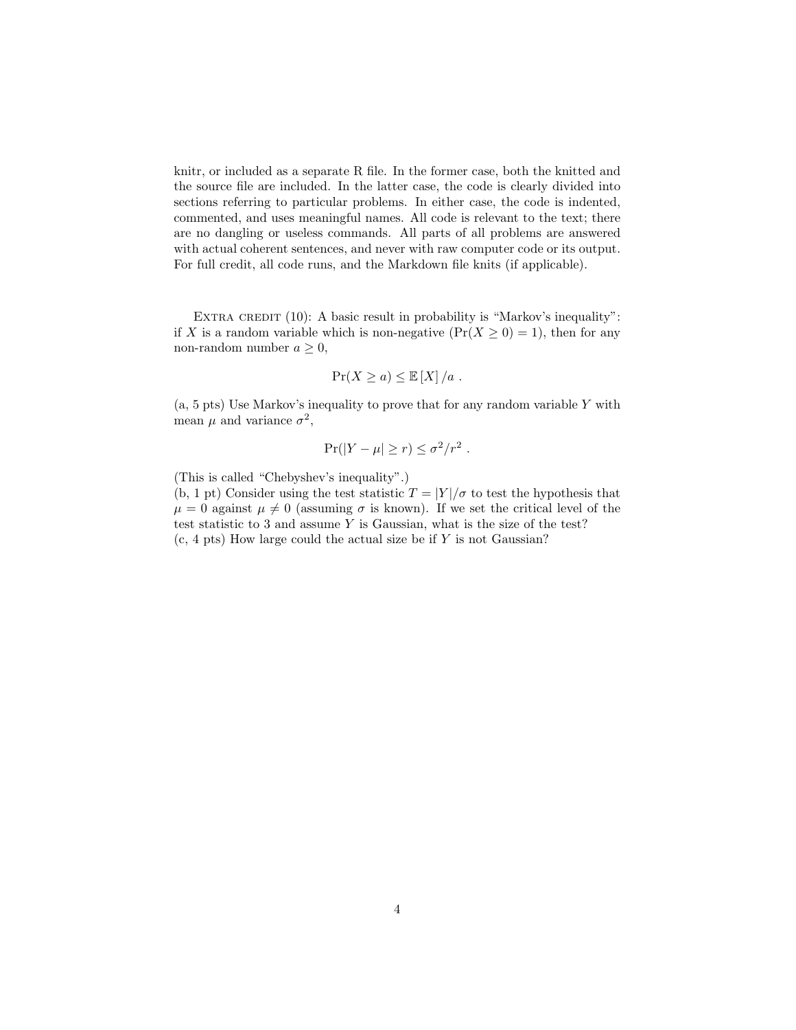knitr, or included as a separate R file. In the former case, both the knitted and the source file are included. In the latter case, the code is clearly divided into sections referring to particular problems. In either case, the code is indented, commented, and uses meaningful names. All code is relevant to the text; there are no dangling or useless commands. All parts of all problems are answered with actual coherent sentences, and never with raw computer code or its output. For full credit, all code runs, and the Markdown file knits (if applicable).

EXTRA CREDIT (10): A basic result in probability is "Markov's inequality": if $X$ is a random variable which is non-negative ($\Pr(X \geq 0) = 1$), then for any non-random number $a \geq 0$,

$$\Pr(X \geq a) \leq \mathbb{E}[X]/a \ .$$

(a, 5 pts) Use Markov's inequality to prove that for any random variable $Y$ with mean $\mu$ and variance $\sigma^2$,

$$\Pr(|Y - \mu| \geq r) \leq \sigma^2/r^2 \ .$$

(This is called "Chebyshev's inequality".)
(b, 1 pt) Consider using the test statistic $T = |Y|/\sigma$ to test the hypothesis that $\mu = 0$ against $\mu \neq 0$ (assuming $\sigma$ is known). If we set the critical level of the test statistic to 3 and assume $Y$ is Gaussian, what is the size of the test?
(c, 4 pts) How large could the actual size be if $Y$ is not Gaussian?